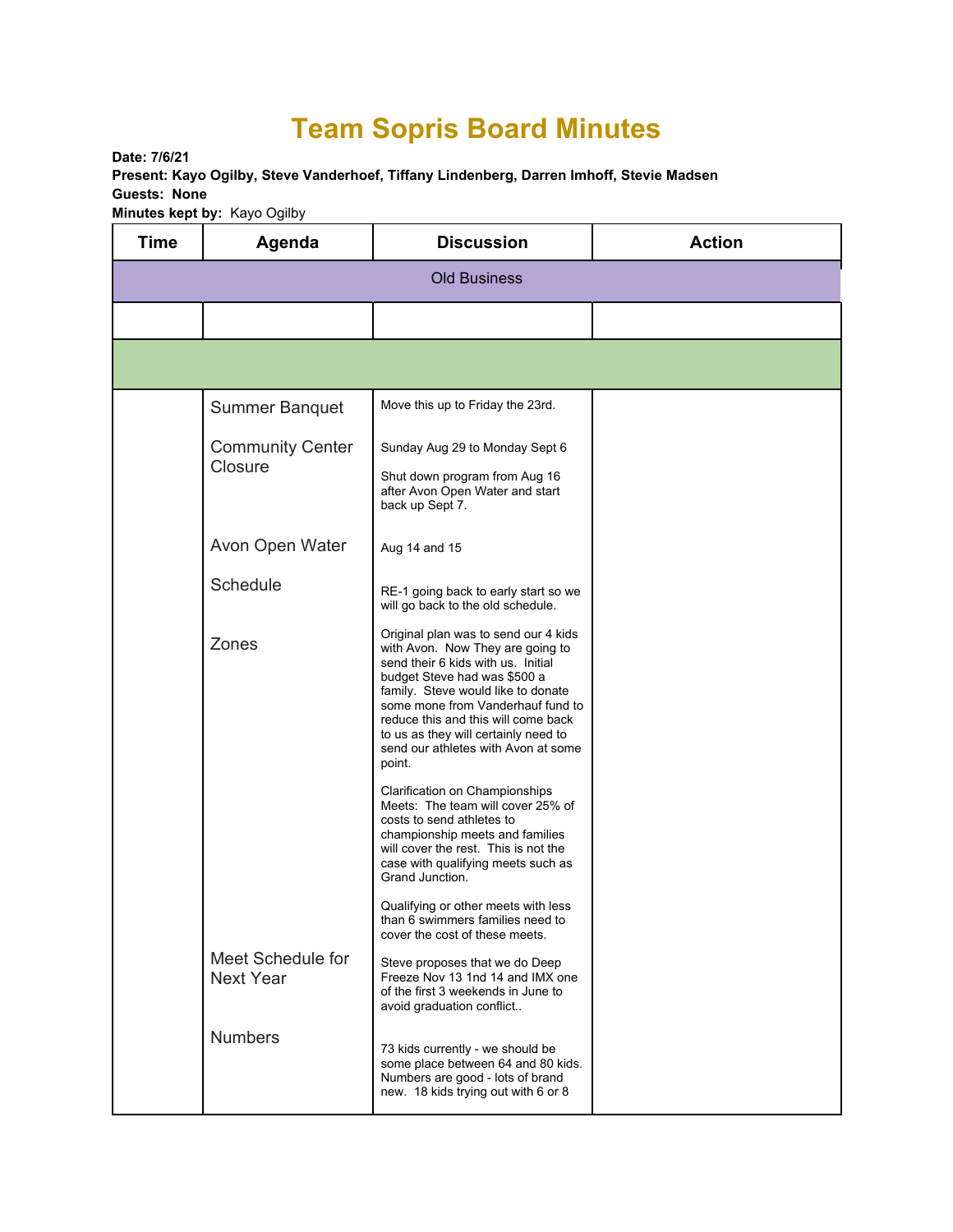# Team Sopris Board Minutes

**Date: 7/6/21**
**Present: Kayo Ogilby, Steve Vanderhoef, Tiffany Lindenberg, Darren Imhoff, Stevie Madsen**
**Guests: None**
**Minutes kept by:** Kayo Ogilby

| Time | Agenda | Discussion | Action |
|---|---|---|---|
| Old Business | | | |
| | | | |
| | | | |
| | Summer Banquet | Move this up to Friday the 23rd. | |
| | Community Center Closure | Sunday Aug 29 to Monday Sept 6<br><br>Shut down program from Aug 16 after Avon Open Water and start back up Sept 7. | |
| | Avon Open Water | Aug 14 and 15 | |
| | Schedule | RE-1 going back to early start so we will go back to the old schedule. | |
| | Zones | Original plan was to send our 4 kids with Avon. Now They are going to send their 6 kids with us. Initial budget Steve had was $500 a family. Steve would like to donate some mone from Vanderhauf fund to reduce this and this will come back to us as they will certainly need to send our athletes with Avon at some point.<br><br>Clarification on Championships Meets: The team will cover 25% of costs to send athletes to championship meets and families will cover the rest. This is not the case with qualifying meets such as Grand Junction.<br><br>Qualifying or other meets with less than 6 swimmers families need to cover the cost of these meets. | |
| | Meet Schedule for Next Year | Steve proposes that we do Deep Freeze Nov 13 1nd 14 and IMX one of the first 3 weekends in June to avoid graduation conflict.. | |
| | Numbers | 73 kids currently - we should be some place between 64 and 80 kids. Numbers are good - lots of brand new. 18 kids trying out with 6 or 8 | |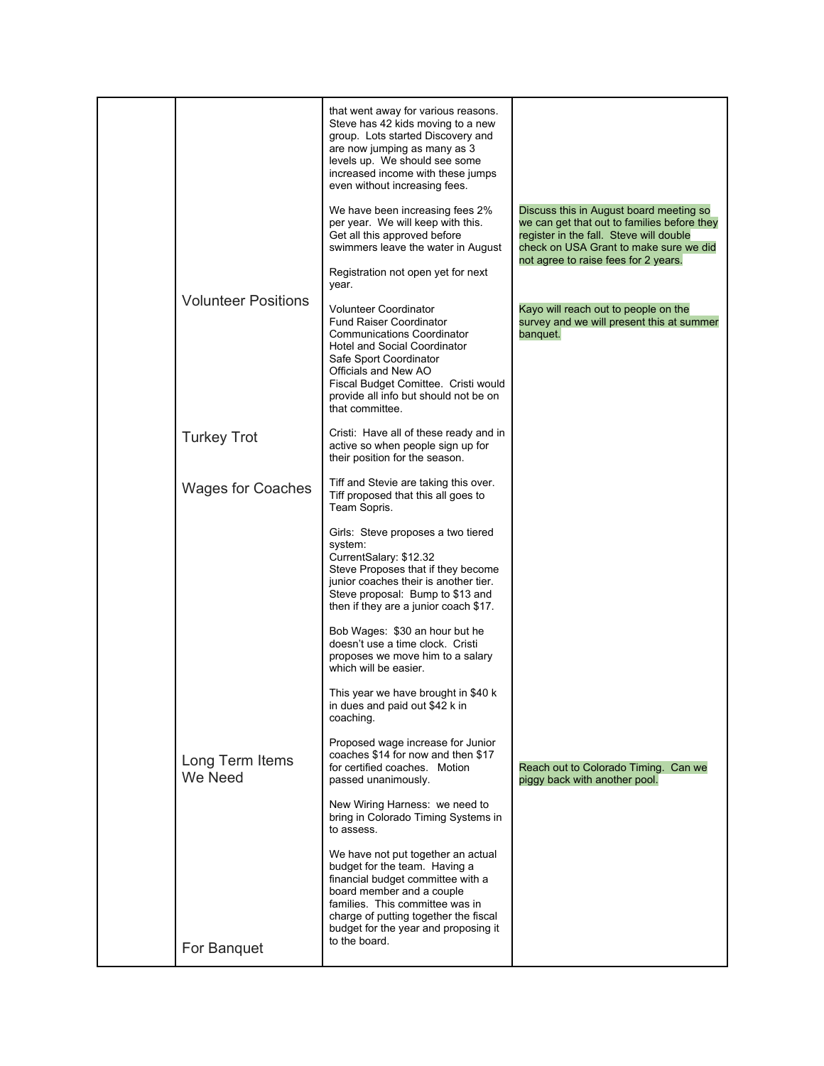| | | | |
|---|---|---|---|
| | | that went away for various reasons. Steve has 42 kids moving to a new group. Lots started Discovery and are now jumping as many as 3 levels up. We should see some increased income with these jumps even without increasing fees. | |
| | | We have been increasing fees 2% per year. We will keep with this. Get all this approved before swimmers leave the water in August | Discuss this in August board meeting so we can get that out to families before they register in the fall. Steve will double check on USA Grant to make sure we did not agree to raise fees for 2 years. |
| | | Registration not open yet for next year. | |
| | Volunteer Positions | Volunteer Coordinator<br>Fund Raiser Coordinator<br>Communications Coordinator<br>Hotel and Social Coordinator<br>Safe Sport Coordinator<br>Officials and New AO<br>Fiscal Budget Comittee. Cristi would provide all info but should not be on that committee. | Kayo will reach out to people on the survey and we will present this at summer banquet. |
| | Turkey Trot | Cristi: Have all of these ready and in active so when people sign up for their position for the season. | |
| | Wages for Coaches | Tiff and Stevie are taking this over. Tiff proposed that this all goes to Team Sopris. | |
| | | Girls: Steve proposes a two tiered system:<br>CurrentSalary: $12.32<br>Steve Proposes that if they become junior coaches their is another tier. Steve proposal: Bump to $13 and then if they are a junior coach $17. | |
| | | Bob Wages: $30 an hour but he doesn't use a time clock. Cristi proposes we move him to a salary which will be easier. | |
| | | This year we have brought in $40 k in dues and paid out $42 k in coaching. | |
| | Long Term Items We Need | Proposed wage increase for Junior coaches $14 for now and then $17 for certified coaches. Motion passed unanimously. | Reach out to Colorado Timing. Can we piggy back with another pool. |
| | | New Wiring Harness: we need to bring in Colorado Timing Systems in to assess. | |
| | For Banquet | We have not put together an actual budget for the team. Having a financial budget committee with a board member and a couple families. This committee was in charge of putting together the fiscal budget for the year and proposing it to the board. | |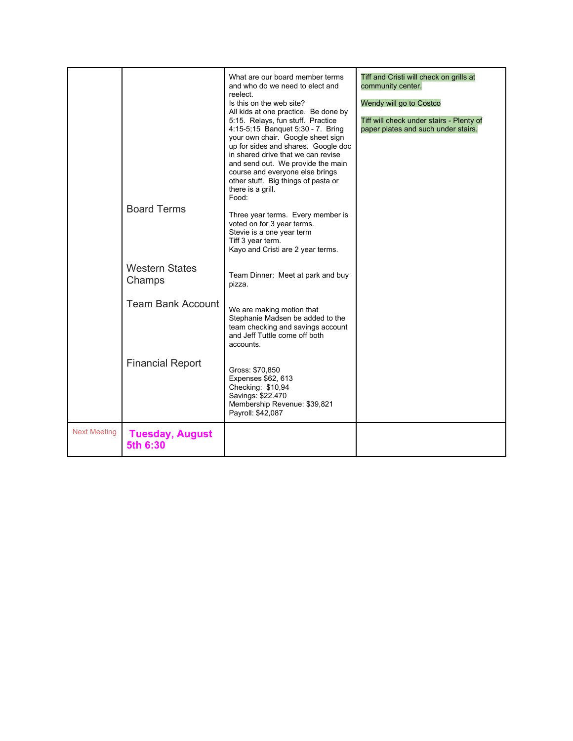| | | | |
|---|---|---|---|
| | Board Terms | What are our board member terms and who do we need to elect and reelect.<br>Is this on the web site?<br>All kids at one practice. Be done by 5:15. Relays, fun stuff. Practice 4:15-5;15 Banquet 5:30 - 7. Bring your own chair. Google sheet sign up for sides and shares. Google doc in shared drive that we can revise and send out. We provide the main course and everyone else brings other stuff. Big things of pasta or there is a grill.<br>Food:<br><br>Three year terms. Every member is voted on for 3 year terms.<br>Stevie is a one year term<br>Tiff 3 year term.<br>Kayo and Cristi are 2 year terms. | Tiff and Cristi will check on grills at community center.<br><br>Wendy will go to Costco<br><br>Tiff will check under stairs - Plenty of paper plates and such under stairs. |
| | Western States Champs | Team Dinner: Meet at park and buy pizza. | |
| | Team Bank Account | We are making motion that Stephanie Madsen be added to the team checking and savings account and Jeff Tuttle come off both accounts. | |
| | Financial Report | Gross: $70,850<br>Expenses $62, 613<br>Checking: $10,94<br>Savings: $22.470<br>Membership Revenue: $39,821<br>Payroll: $42,087 | |
| Next Meeting | **Tuesday, August 5th 6:30** | | |